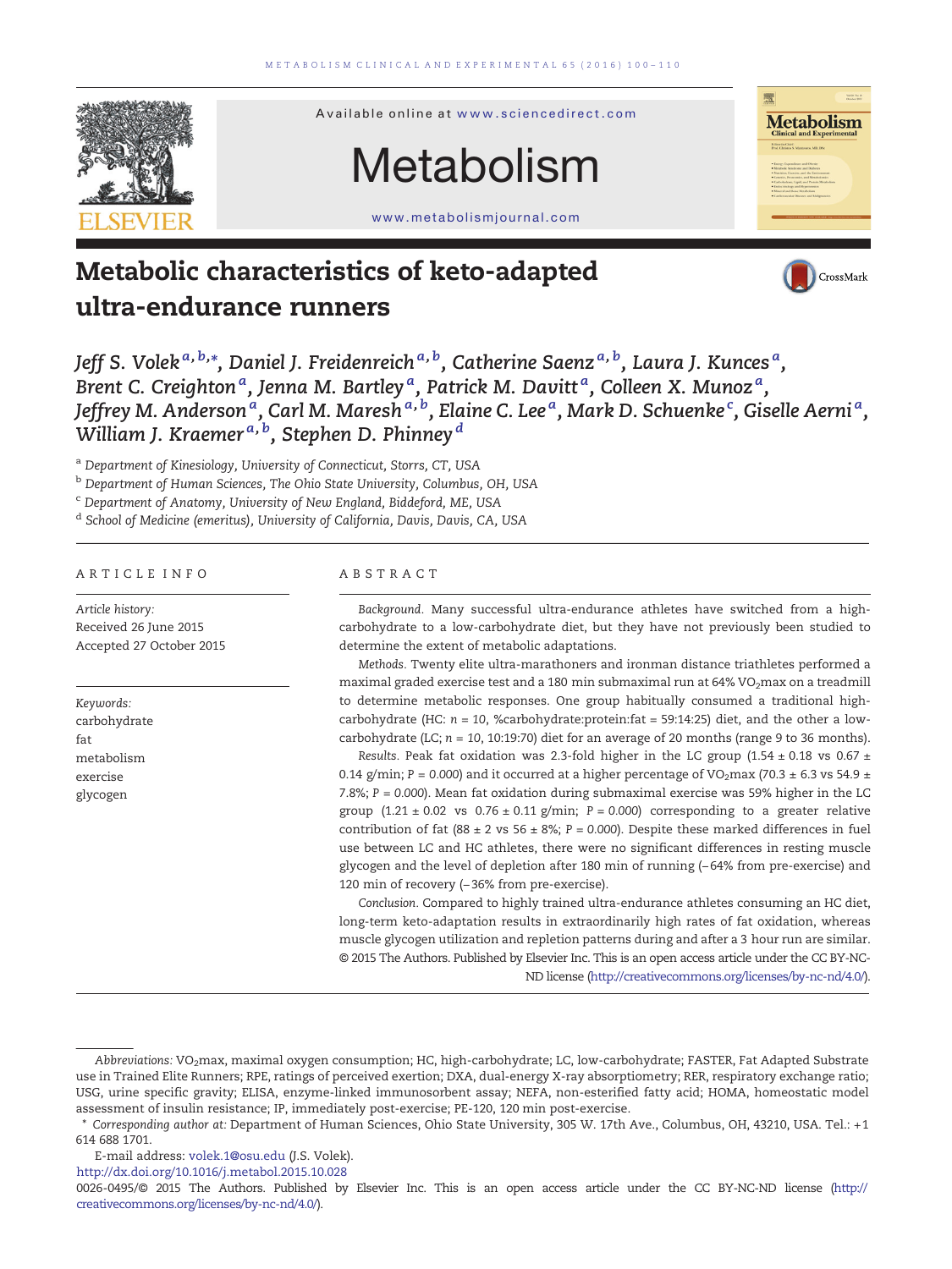# Metabolic characteristics of keto-adapted ultra-endurance runners

Jeff S. Volek [a,b,*], Daniel J. Freidenreich [a,b], Catherine Saenz [a,b], Laura J. Kunces [a], Brent C. Creighton [a], Jenna M. Bartley [a], Patrick M. Davitt [a], Colleen X. Munoz [a], Jeffrey M. Anderson [a], Carl M. Maresh [a,b], Elaine C. Lee [a], Mark D. Schuenke [c], Giselle Aerni [a], William J. Kraemer [a,b], Stephen D. Phinney [d]

[a] Department of Kinesiology, University of Connecticut, Storrs, CT, USA
[b] Department of Human Sciences, The Ohio State University, Columbus, OH, USA
[c] Department of Anatomy, University of New England, Biddeford, ME, USA
[d] School of Medicine (emeritus), University of California, Davis, Davis, CA, USA

## ARTICLE INFO

*Article history:*
Received 26 June 2015
Accepted 27 October 2015

*Keywords:*
carbohydrate
fat
metabolism
exercise
glycogen

## ABSTRACT

*Background.* Many successful ultra-endurance athletes have switched from a high-carbohydrate to a low-carbohydrate diet, but they have not previously been studied to determine the extent of metabolic adaptations.

*Methods.* Twenty elite ultra-marathoners and ironman distance triathletes performed a maximal graded exercise test and a 180 min submaximal run at 64% $VO_2$max on a treadmill to determine metabolic responses. One group habitually consumed a traditional high-carbohydrate (HC: $n$ = 10, %carbohydrate:protein:fat = 59:14:25) diet, and the other a low-carbohydrate (LC; $n$ = 10, 10:19:70) diet for an average of 20 months (range 9 to 36 months).

*Results.* Peak fat oxidation was 2.3-fold higher in the LC group (1.54 ± 0.18 vs 0.67 ± 0.14 g/min; $P$ = 0.000) and it occurred at a higher percentage of $VO_2$max (70.3 ± 6.3 vs 54.9 ± 7.8%; $P$ = 0.000). Mean fat oxidation during submaximal exercise was 59% higher in the LC group (1.21 ± 0.02 vs 0.76 ± 0.11 g/min; $P$ = 0.000) corresponding to a greater relative contribution of fat (88 ± 2 vs 56 ± 8%; $P$ = 0.000). Despite these marked differences in fuel use between LC and HC athletes, there were no significant differences in resting muscle glycogen and the level of depletion after 180 min of running (−64% from pre-exercise) and 120 min of recovery (−36% from pre-exercise).

*Conclusion.* Compared to highly trained ultra-endurance athletes consuming an HC diet, long-term keto-adaptation results in extraordinarily high rates of fat oxidation, whereas muscle glycogen utilization and repletion patterns during and after a 3 hour run are similar.

© 2015 The Authors. Published by Elsevier Inc. This is an open access article under the CC BY-NC-ND license (http://creativecommons.org/licenses/by-nc-nd/4.0/).

---

*Abbreviations:* $VO_2$max, maximal oxygen consumption; HC, high-carbohydrate; LC, low-carbohydrate; FASTER, Fat Adapted Substrate use in Trained Elite Runners; RPE, ratings of perceived exertion; DXA, dual-energy X-ray absorptiometry; RER, respiratory exchange ratio; USG, urine specific gravity; ELISA, enzyme-linked immunosorbent assay; NEFA, non-esterified fatty acid; HOMA, homeostatic model assessment of insulin resistance; IP, immediately post-exercise; PE-120, 120 min post-exercise.

\* *Corresponding author at:* Department of Human Sciences, Ohio State University, 305 W. 17th Ave., Columbus, OH, 43210, USA. Tel.: +1 614 688 1701.

E-mail address: volek.1@osu.edu (J.S. Volek).

http://dx.doi.org/10.1016/j.metabol.2015.10.028

0026-0495/© 2015 The Authors. Published by Elsevier Inc. This is an open access article under the CC BY-NC-ND license (http://creativecommons.org/licenses/by-nc-nd/4.0/).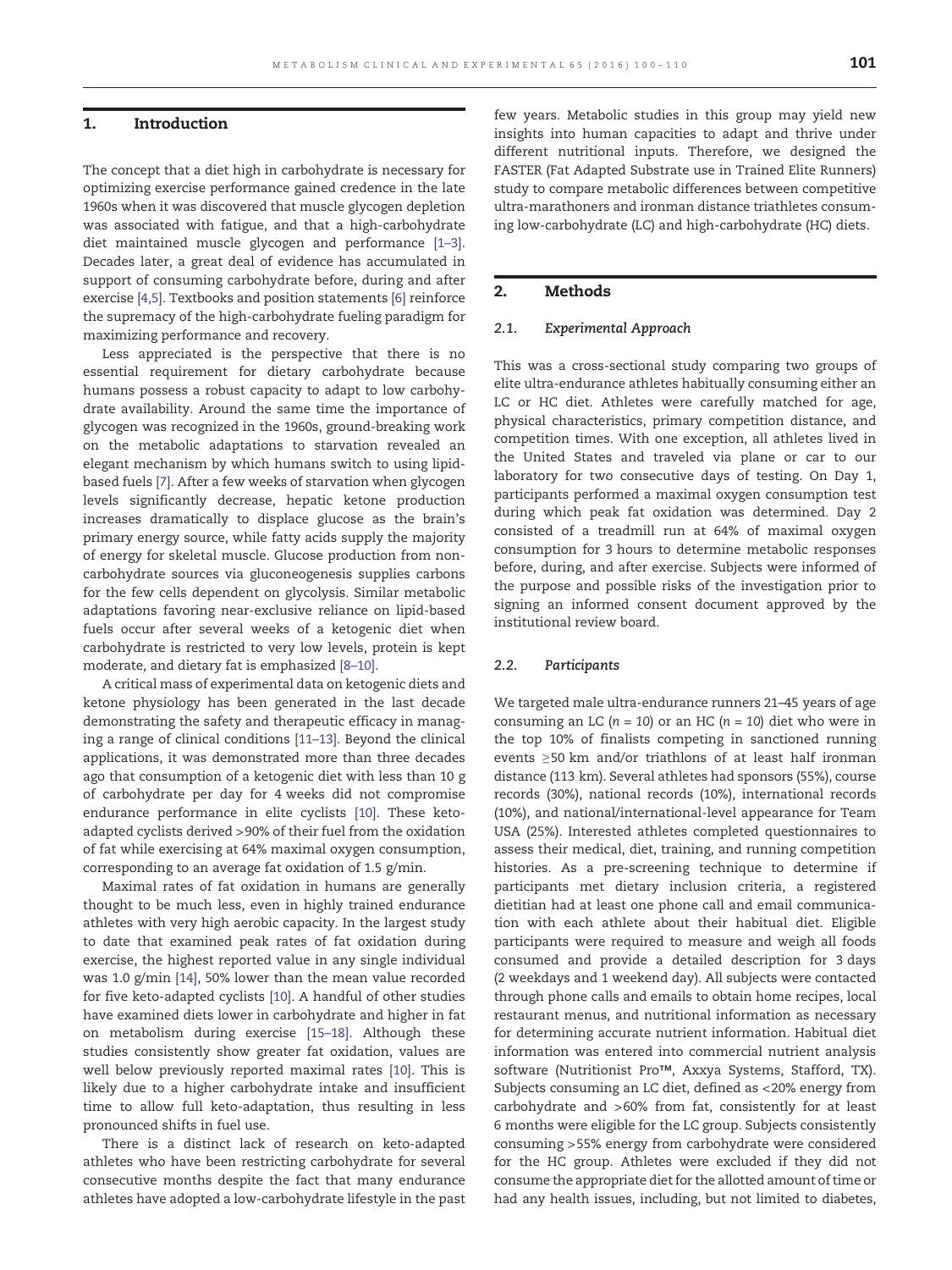## 1. Introduction

The concept that a diet high in carbohydrate is necessary for optimizing exercise performance gained credence in the late 1960s when it was discovered that muscle glycogen depletion was associated with fatigue, and that a high-carbohydrate diet maintained muscle glycogen and performance [1–3]. Decades later, a great deal of evidence has accumulated in support of consuming carbohydrate before, during and after exercise [4,5]. Textbooks and position statements [6] reinforce the supremacy of the high-carbohydrate fueling paradigm for maximizing performance and recovery.

Less appreciated is the perspective that there is no essential requirement for dietary carbohydrate because humans possess a robust capacity to adapt to low carbohydrate availability. Around the same time the importance of glycogen was recognized in the 1960s, ground-breaking work on the metabolic adaptations to starvation revealed an elegant mechanism by which humans switch to using lipid-based fuels [7]. After a few weeks of starvation when glycogen levels significantly decrease, hepatic ketone production increases dramatically to displace glucose as the brain's primary energy source, while fatty acids supply the majority of energy for skeletal muscle. Glucose production from non-carbohydrate sources via gluconeogenesis supplies carbons for the few cells dependent on glycolysis. Similar metabolic adaptations favoring near-exclusive reliance on lipid-based fuels occur after several weeks of a ketogenic diet when carbohydrate is restricted to very low levels, protein is kept moderate, and dietary fat is emphasized [8–10].

A critical mass of experimental data on ketogenic diets and ketone physiology has been generated in the last decade demonstrating the safety and therapeutic efficacy in managing a range of clinical conditions [11–13]. Beyond the clinical applications, it was demonstrated more than three decades ago that consumption of a ketogenic diet with less than 10 g of carbohydrate per day for 4 weeks did not compromise endurance performance in elite cyclists [10]. These keto-adapted cyclists derived >90% of their fuel from the oxidation of fat while exercising at 64% maximal oxygen consumption, corresponding to an average fat oxidation of 1.5 g/min.

Maximal rates of fat oxidation in humans are generally thought to be much less, even in highly trained endurance athletes with very high aerobic capacity. In the largest study to date that examined peak rates of fat oxidation during exercise, the highest reported value in any single individual was 1.0 g/min [14], 50% lower than the mean value recorded for five keto-adapted cyclists [10]. A handful of other studies have examined diets lower in carbohydrate and higher in fat on metabolism during exercise [15–18]. Although these studies consistently show greater fat oxidation, values are well below previously reported maximal rates [10]. This is likely due to a higher carbohydrate intake and insufficient time to allow full keto-adaptation, thus resulting in less pronounced shifts in fuel use.

There is a distinct lack of research on keto-adapted athletes who have been restricting carbohydrate for several consecutive months despite the fact that many endurance athletes have adopted a low-carbohydrate lifestyle in the past few years. Metabolic studies in this group may yield new insights into human capacities to adapt and thrive under different nutritional inputs. Therefore, we designed the FASTER (Fat Adapted Substrate use in Trained Elite Runners) study to compare metabolic differences between competitive ultra-marathoners and ironman distance triathletes consuming low-carbohydrate (LC) and high-carbohydrate (HC) diets.

## 2. Methods

### 2.1. Experimental Approach

This was a cross-sectional study comparing two groups of elite ultra-endurance athletes habitually consuming either an LC or HC diet. Athletes were carefully matched for age, physical characteristics, primary competition distance, and competition times. With one exception, all athletes lived in the United States and traveled via plane or car to our laboratory for two consecutive days of testing. On Day 1, participants performed a maximal oxygen consumption test during which peak fat oxidation was determined. Day 2 consisted of a treadmill run at 64% of maximal oxygen consumption for 3 hours to determine metabolic responses before, during, and after exercise. Subjects were informed of the purpose and possible risks of the investigation prior to signing an informed consent document approved by the institutional review board.

### 2.2. Participants

We targeted male ultra-endurance runners 21–45 years of age consuming an LC ($n = 10$) or an HC ($n = 10$) diet who were in the top 10% of finalists competing in sanctioned running events ≥50 km and/or triathlons of at least half ironman distance (113 km). Several athletes had sponsors (55%), course records (30%), national records (10%), international records (10%), and national/international-level appearance for Team USA (25%). Interested athletes completed questionnaires to assess their medical, diet, training, and running competition histories. As a pre-screening technique to determine if participants met dietary inclusion criteria, a registered dietitian had at least one phone call and email communication with each athlete about their habitual diet. Eligible participants were required to measure and weigh all foods consumed and provide a detailed description for 3 days (2 weekdays and 1 weekend day). All subjects were contacted through phone calls and emails to obtain home recipes, local restaurant menus, and nutritional information as necessary for determining accurate nutrient information. Habitual diet information was entered into commercial nutrient analysis software (Nutritionist Pro™, Axxya Systems, Stafford, TX). Subjects consuming an LC diet, defined as <20% energy from carbohydrate and >60% from fat, consistently for at least 6 months were eligible for the LC group. Subjects consistently consuming >55% energy from carbohydrate were considered for the HC group. Athletes were excluded if they did not consume the appropriate diet for the allotted amount of time or had any health issues, including, but not limited to diabetes,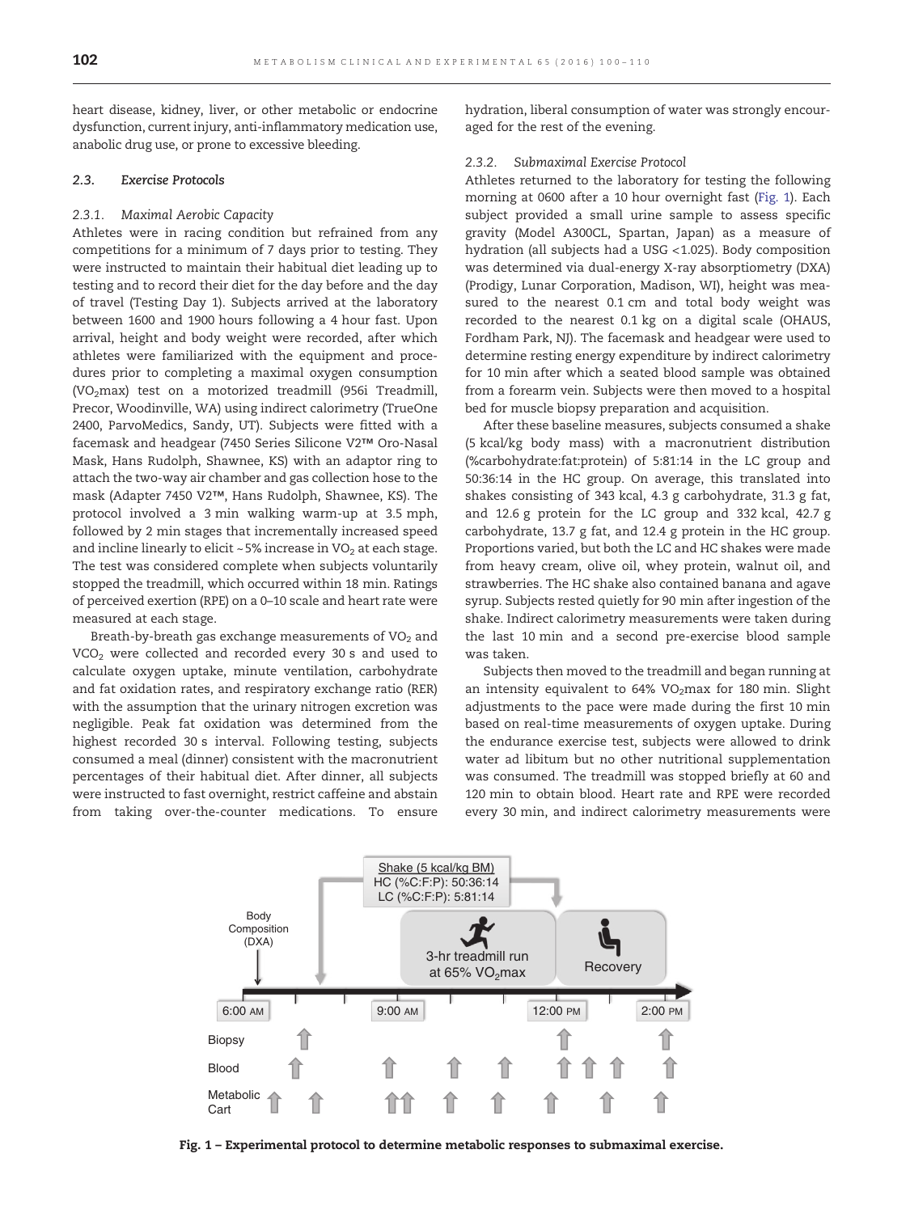heart disease, kidney, liver, or other metabolic or endocrine dysfunction, current injury, anti-inflammatory medication use, anabolic drug use, or prone to excessive bleeding.

### 2.3. *Exercise Protocols*

#### 2.3.1. *Maximal Aerobic Capacity*

Athletes were in racing condition but refrained from any competitions for a minimum of 7 days prior to testing. They were instructed to maintain their habitual diet leading up to testing and to record their diet for the day before and the day of travel (Testing Day 1). Subjects arrived at the laboratory between 1600 and 1900 hours following a 4 hour fast. Upon arrival, height and body weight were recorded, after which athletes were familiarized with the equipment and procedures prior to completing a maximal oxygen consumption ($VO_2max$) test on a motorized treadmill (956i Treadmill, Precor, Woodinville, WA) using indirect calorimetry (TrueOne 2400, ParvoMedics, Sandy, UT). Subjects were fitted with a facemask and headgear (7450 Series Silicone V2™ Oro-Nasal Mask, Hans Rudolph, Shawnee, KS) with an adaptor ring to attach the two-way air chamber and gas collection hose to the mask (Adapter 7450 V2™, Hans Rudolph, Shawnee, KS). The protocol involved a 3 min walking warm-up at 3.5 mph, followed by 2 min stages that incrementally increased speed and incline linearly to elicit ~5% increase in $VO_2$ at each stage. The test was considered complete when subjects voluntarily stopped the treadmill, which occurred within 18 min. Ratings of perceived exertion (RPE) on a 0–10 scale and heart rate were measured at each stage.

Breath-by-breath gas exchange measurements of $VO_2$ and $VCO_2$ were collected and recorded every 30 s and used to calculate oxygen uptake, minute ventilation, carbohydrate and fat oxidation rates, and respiratory exchange ratio (RER) with the assumption that the urinary nitrogen excretion was negligible. Peak fat oxidation was determined from the highest recorded 30 s interval. Following testing, subjects consumed a meal (dinner) consistent with the macronutrient percentages of their habitual diet. After dinner, all subjects were instructed to fast overnight, restrict caffeine and abstain from taking over-the-counter medications. To ensure hydration, liberal consumption of water was strongly encouraged for the rest of the evening.

#### 2.3.2. *Submaximal Exercise Protocol*

Athletes returned to the laboratory for testing the following morning at 0600 after a 10 hour overnight fast (Fig. 1). Each subject provided a small urine sample to assess specific gravity (Model A300CL, Spartan, Japan) as a measure of hydration (all subjects had a USG <1.025). Body composition was determined via dual-energy X-ray absorptiometry (DXA) (Prodigy, Lunar Corporation, Madison, WI), height was measured to the nearest 0.1 cm and total body weight was recorded to the nearest 0.1 kg on a digital scale (OHAUS, Fordham Park, NJ). The facemask and headgear were used to determine resting energy expenditure by indirect calorimetry for 10 min after which a seated blood sample was obtained from a forearm vein. Subjects were then moved to a hospital bed for muscle biopsy preparation and acquisition.

After these baseline measures, subjects consumed a shake (5 kcal/kg body mass) with a macronutrient distribution (%carbohydrate:fat:protein) of 5:81:14 in the LC group and 50:36:14 in the HC group. On average, this translated into shakes consisting of 343 kcal, 4.3 g carbohydrate, 31.3 g fat, and 12.6 g protein for the LC group and 332 kcal, 42.7 g carbohydrate, 13.7 g fat, and 12.4 g protein in the HC group. Proportions varied, but both the LC and HC shakes were made from heavy cream, olive oil, whey protein, walnut oil, and strawberries. The HC shake also contained banana and agave syrup. Subjects rested quietly for 90 min after ingestion of the shake. Indirect calorimetry measurements were taken during the last 10 min and a second pre-exercise blood sample was taken.

Subjects then moved to the treadmill and began running at an intensity equivalent to 64% $VO_2max$ for 180 min. Slight adjustments to the pace were made during the first 10 min based on real-time measurements of oxygen uptake. During the endurance exercise test, subjects were allowed to drink water ad libitum but no other nutritional supplementation was consumed. The treadmill was stopped briefly at 60 and 120 min to obtain blood. Heart rate and RPE were recorded every 30 min, and indirect calorimetry measurements were

**Fig. 1 – Experimental protocol to determine metabolic responses to submaximal exercise.**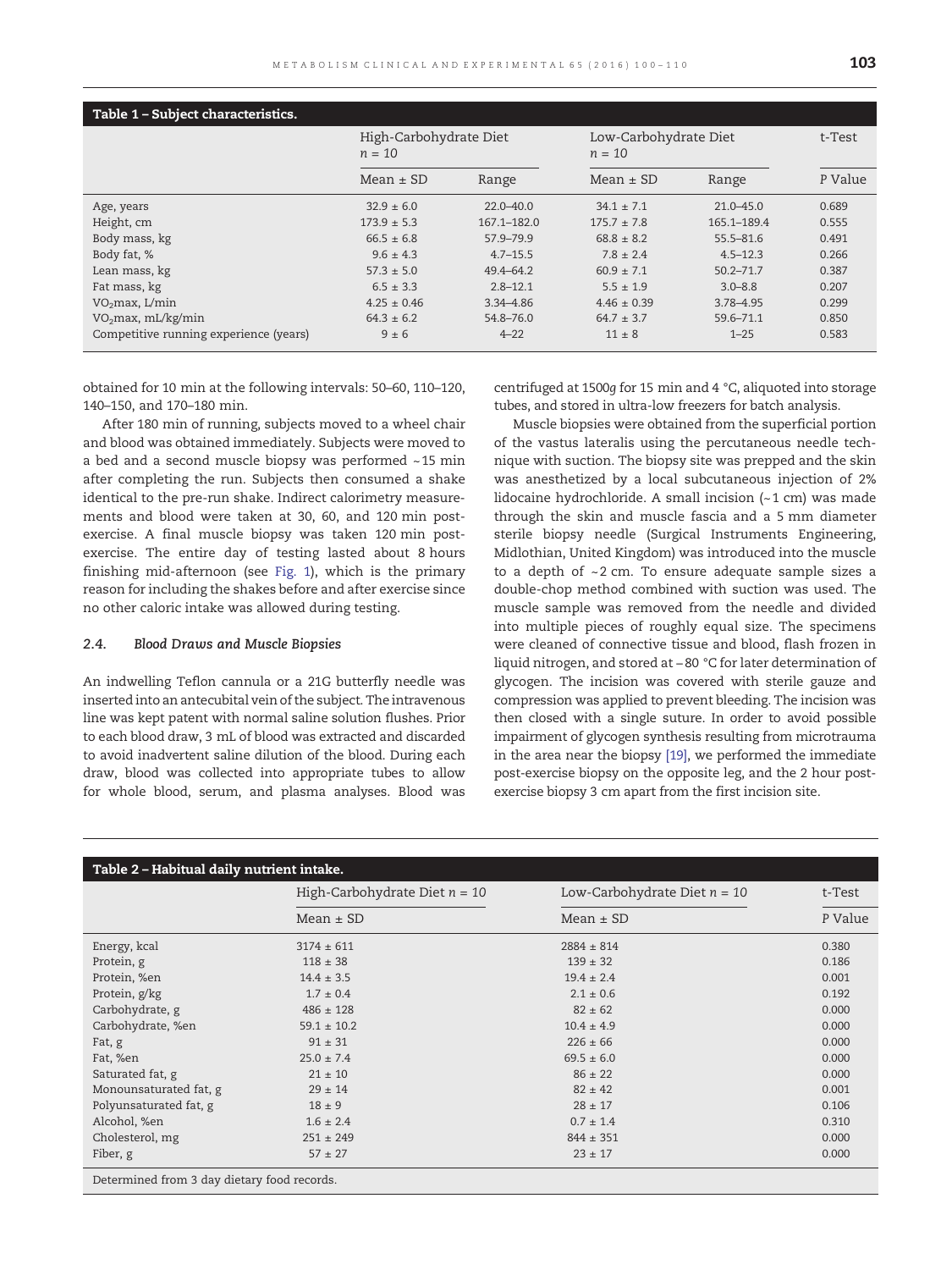**Table 1 – Subject characteristics.**

| | High-Carbohydrate Diet $n = 10$ | | Low-Carbohydrate Diet $n = 10$ | | t-Test |
|---|---|---|---|---|---|
| | Mean ± SD | Range | Mean ± SD | Range | P Value |
| Age, years | 32.9 ± 6.0 | 22.0–40.0 | 34.1 ± 7.1 | 21.0–45.0 | 0.689 |
| Height, cm | 173.9 ± 5.3 | 167.1–182.0 | 175.7 ± 7.8 | 165.1–189.4 | 0.555 |
| Body mass, kg | 66.5 ± 6.8 | 57.9–79.9 | 68.8 ± 8.2 | 55.5–81.6 | 0.491 |
| Body fat, % | 9.6 ± 4.3 | 4.7–15.5 | 7.8 ± 2.4 | 4.5–12.3 | 0.266 |
| Lean mass, kg | 57.3 ± 5.0 | 49.4–64.2 | 60.9 ± 7.1 | 50.2–71.7 | 0.387 |
| Fat mass, kg | 6.5 ± 3.3 | 2.8–12.1 | 5.5 ± 1.9 | 3.0–8.8 | 0.207 |
| $VO_2$max, L/min | 4.25 ± 0.46 | 3.34–4.86 | 4.46 ± 0.39 | 3.78–4.95 | 0.299 |
| $VO_2$max, mL/kg/min | 64.3 ± 6.2 | 54.8–76.0 | 64.7 ± 3.7 | 59.6–71.1 | 0.850 |
| Competitive running experience (years) | 9 ± 6 | 4–22 | 11 ± 8 | 1–25 | 0.583 |

obtained for 10 min at the following intervals: 50–60, 110–120, 140–150, and 170–180 min.

After 180 min of running, subjects moved to a wheel chair and blood was obtained immediately. Subjects were moved to a bed and a second muscle biopsy was performed ~15 min after completing the run. Subjects then consumed a shake identical to the pre-run shake. Indirect calorimetry measurements and blood were taken at 30, 60, and 120 min post-exercise. A final muscle biopsy was taken 120 min post-exercise. The entire day of testing lasted about 8 hours finishing mid-afternoon (see Fig. 1), which is the primary reason for including the shakes before and after exercise since no other caloric intake was allowed during testing.

### 2.4. Blood Draws and Muscle Biopsies

An indwelling Teflon cannula or a 21G butterfly needle was inserted into an antecubital vein of the subject. The intravenous line was kept patent with normal saline solution flushes. Prior to each blood draw, 3 mL of blood was extracted and discarded to avoid inadvertent saline dilution of the blood. During each draw, blood was collected into appropriate tubes to allow for whole blood, serum, and plasma analyses. Blood was centrifuged at 1500*g* for 15 min and 4 °C, aliquoted into storage tubes, and stored in ultra-low freezers for batch analysis.

Muscle biopsies were obtained from the superficial portion of the vastus lateralis using the percutaneous needle technique with suction. The biopsy site was prepped and the skin was anesthetized by a local subcutaneous injection of 2% lidocaine hydrochloride. A small incision (~1 cm) was made through the skin and muscle fascia and a 5 mm diameter sterile biopsy needle (Surgical Instruments Engineering, Midlothian, United Kingdom) was introduced into the muscle to a depth of ~2 cm. To ensure adequate sample sizes a double-chop method combined with suction was used. The muscle sample was removed from the needle and divided into multiple pieces of roughly equal size. The specimens were cleaned of connective tissue and blood, flash frozen in liquid nitrogen, and stored at −80 °C for later determination of glycogen. The incision was covered with sterile gauze and compression was applied to prevent bleeding. The incision was then closed with a single suture. In order to avoid possible impairment of glycogen synthesis resulting from microtrauma in the area near the biopsy [19], we performed the immediate post-exercise biopsy on the opposite leg, and the 2 hour post-exercise biopsy 3 cm apart from the first incision site.

**Table 2 – Habitual daily nutrient intake.**

| | High-Carbohydrate Diet $n = 10$ | Low-Carbohydrate Diet $n = 10$ | t-Test |
|---|---|---|---|
| | Mean ± SD | Mean ± SD | P Value |
| Energy, kcal | 3174 ± 611 | 2884 ± 814 | 0.380 |
| Protein, g | 118 ± 38 | 139 ± 32 | 0.186 |
| Protein, %en | 14.4 ± 3.5 | 19.4 ± 2.4 | 0.001 |
| Protein, g/kg | 1.7 ± 0.4 | 2.1 ± 0.6 | 0.192 |
| Carbohydrate, g | 486 ± 128 | 82 ± 62 | 0.000 |
| Carbohydrate, %en | 59.1 ± 10.2 | 10.4 ± 4.9 | 0.000 |
| Fat, g | 91 ± 31 | 226 ± 66 | 0.000 |
| Fat, %en | 25.0 ± 7.4 | 69.5 ± 6.0 | 0.000 |
| Saturated fat, g | 21 ± 10 | 86 ± 22 | 0.000 |
| Monounsaturated fat, g | 29 ± 14 | 82 ± 42 | 0.001 |
| Polyunsaturated fat, g | 18 ± 9 | 28 ± 17 | 0.106 |
| Alcohol, %en | 1.6 ± 2.4 | 0.7 ± 1.4 | 0.310 |
| Cholesterol, mg | 251 ± 249 | 844 ± 351 | 0.000 |
| Fiber, g | 57 ± 27 | 23 ± 17 | 0.000 |

Determined from 3 day dietary food records.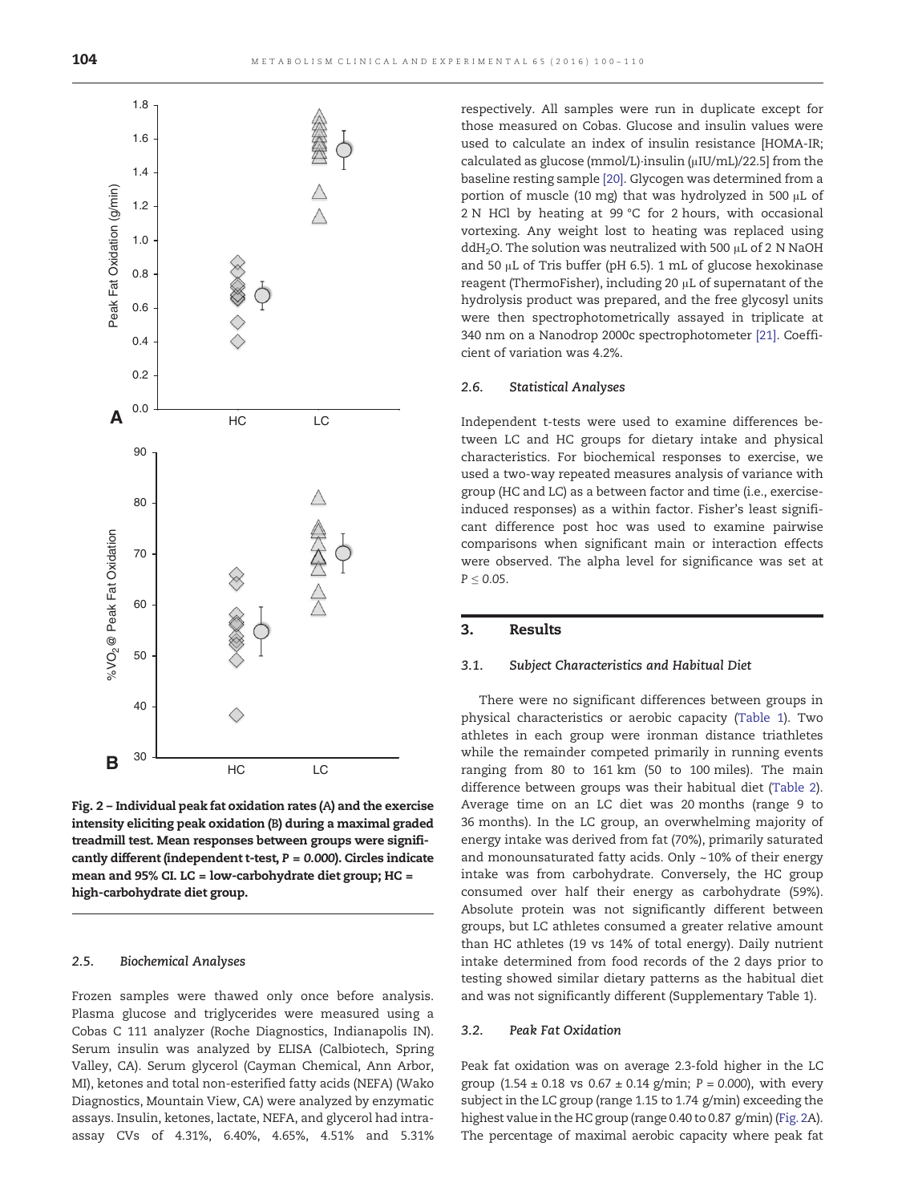Fig. 2 – Individual peak fat oxidation rates (A) and the exercise intensity eliciting peak oxidation (B) during a maximal graded treadmill test. Mean responses between groups were significantly different (independent t-test, $P = 0.000$). Circles indicate mean and 95% CI. LC = low-carbohydrate diet group; HC = high-carbohydrate diet group.

### 2.5. Biochemical Analyses

Frozen samples were thawed only once before analysis. Plasma glucose and triglycerides were measured using a Cobas C 111 analyzer (Roche Diagnostics, Indianapolis IN). Serum insulin was analyzed by ELISA (Calbiotech, Spring Valley, CA). Serum glycerol (Cayman Chemical, Ann Arbor, MI), ketones and total non-esterified fatty acids (NEFA) (Wako Diagnostics, Mountain View, CA) were analyzed by enzymatic assays. Insulin, ketones, lactate, NEFA, and glycerol had intra-assay CVs of 4.31%, 6.40%, 4.65%, 4.51% and 5.31% respectively. All samples were run in duplicate except for those measured on Cobas. Glucose and insulin values were used to calculate an index of insulin resistance [HOMA-IR; calculated as glucose (mmol/L)·insulin (μIU/mL)/22.5] from the baseline resting sample [20]. Glycogen was determined from a portion of muscle (10 mg) that was hydrolyzed in 500 μL of 2 N HCl by heating at 99 °C for 2 hours, with occasional vortexing. Any weight lost to heating was replaced using $ddH_2O$. The solution was neutralized with 500 μL of 2 N NaOH and 50 μL of Tris buffer (pH 6.5). 1 mL of glucose hexokinase reagent (ThermoFisher), including 20 μL of supernatant of the hydrolysis product was prepared, and the free glycosyl units were then spectrophotometrically assayed in triplicate at 340 nm on a Nanodrop 2000c spectrophotometer [21]. Coefficient of variation was 4.2%.

### 2.6. Statistical Analyses

Independent t-tests were used to examine differences between LC and HC groups for dietary intake and physical characteristics. For biochemical responses to exercise, we used a two-way repeated measures analysis of variance with group (HC and LC) as a between factor and time (i.e., exercise-induced responses) as a within factor. Fisher's least significant difference post hoc was used to examine pairwise comparisons when significant main or interaction effects were observed. The alpha level for significance was set at $P \leq 0.05$.

## 3. Results

### 3.1. Subject Characteristics and Habitual Diet

There were no significant differences between groups in physical characteristics or aerobic capacity (Table 1). Two athletes in each group were ironman distance triathletes while the remainder competed primarily in running events ranging from 80 to 161 km (50 to 100 miles). The main difference between groups was their habitual diet (Table 2). Average time on an LC diet was 20 months (range 9 to 36 months). In the LC group, an overwhelming majority of energy intake was derived from fat (70%), primarily saturated and monounsaturated fatty acids. Only ~10% of their energy intake was from carbohydrate. Conversely, the HC group consumed over half their energy as carbohydrate (59%). Absolute protein was not significantly different between groups, but LC athletes consumed a greater relative amount than HC athletes (19 vs 14% of total energy). Daily nutrient intake determined from food records of the 2 days prior to testing showed similar dietary patterns as the habitual diet and was not significantly different (Supplementary Table 1).

### 3.2. Peak Fat Oxidation

Peak fat oxidation was on average 2.3-fold higher in the LC group (1.54 ± 0.18 vs 0.67 ± 0.14 g/min; $P = 0.000$), with every subject in the LC group (range 1.15 to 1.74 g/min) exceeding the highest value in the HC group (range 0.40 to 0.87 g/min) (Fig. 2A). The percentage of maximal aerobic capacity where peak fat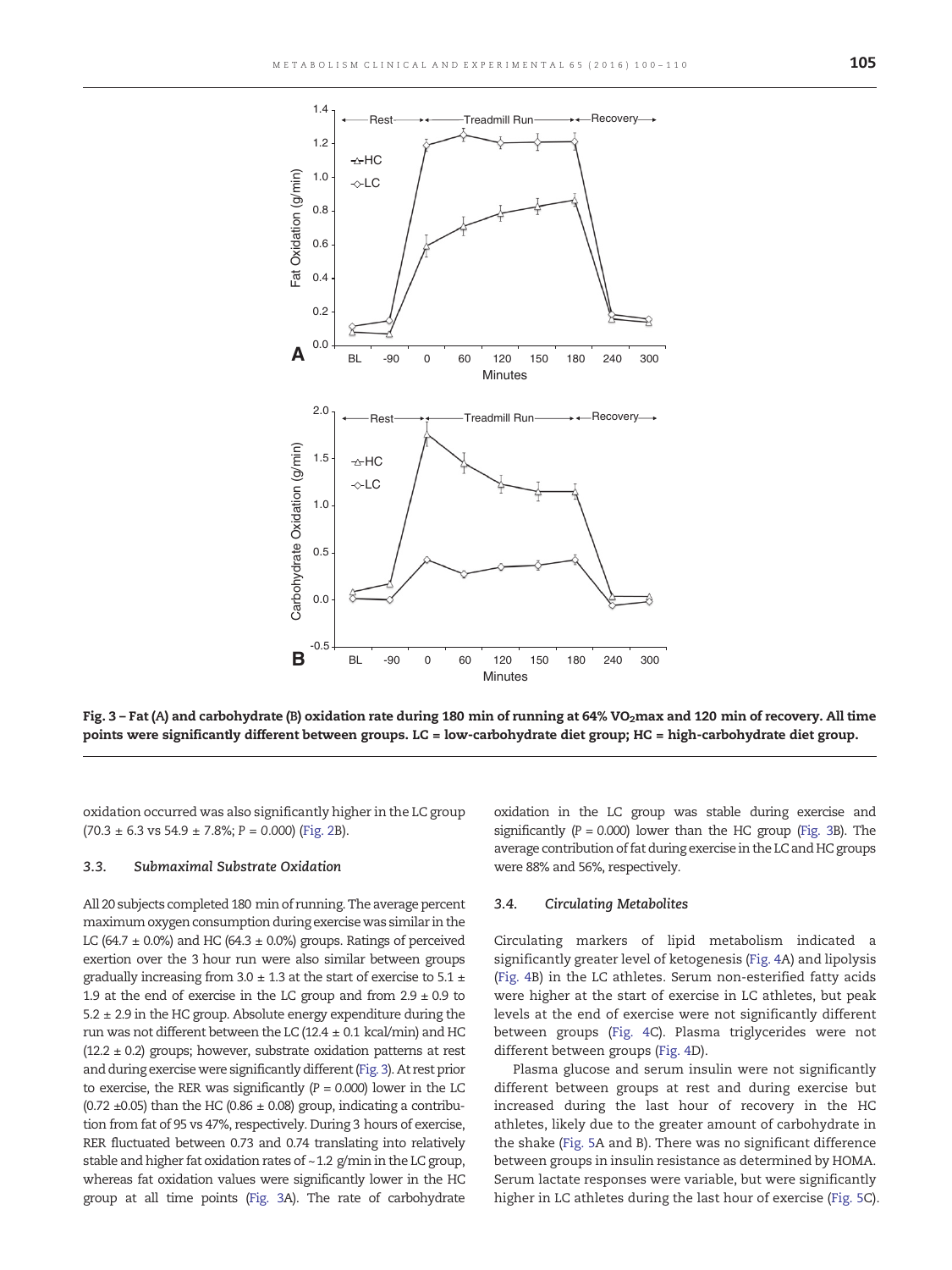Fig. 3 – Fat (A) and carbohydrate (B) oxidation rate during 180 min of running at 64% $VO_2$max and 120 min of recovery. All time points were significantly different between groups. LC = low-carbohydrate diet group; HC = high-carbohydrate diet group.

oxidation occurred was also significantly higher in the LC group (70.3 ± 6.3 vs 54.9 ± 7.8%; $P = 0.000$) (Fig. 2B).

### 3.3. Submaximal Substrate Oxidation

All 20 subjects completed 180 min of running. The average percent maximum oxygen consumption during exercise was similar in the LC (64.7 ± 0.0%) and HC (64.3 ± 0.0%) groups. Ratings of perceived exertion over the 3 hour run were also similar between groups gradually increasing from 3.0 ± 1.3 at the start of exercise to 5.1 ± 1.9 at the end of exercise in the LC group and from 2.9 ± 0.9 to 5.2 ± 2.9 in the HC group. Absolute energy expenditure during the run was not different between the LC (12.4 ± 0.1 kcal/min) and HC (12.2 ± 0.2) groups; however, substrate oxidation patterns at rest and during exercise were significantly different (Fig. 3). At rest prior to exercise, the RER was significantly ($P = 0.000$) lower in the LC (0.72 ±0.05) than the HC (0.86 ± 0.08) group, indicating a contribution from fat of 95 vs 47%, respectively. During 3 hours of exercise, RER fluctuated between 0.73 and 0.74 translating into relatively stable and higher fat oxidation rates of ~1.2 g/min in the LC group, whereas fat oxidation values were significantly lower in the HC group at all time points (Fig. 3A). The rate of carbohydrate oxidation in the LC group was stable during exercise and significantly ($P = 0.000$) lower than the HC group (Fig. 3B). The average contribution of fat during exercise in the LC and HC groups were 88% and 56%, respectively.

### 3.4. Circulating Metabolites

Circulating markers of lipid metabolism indicated a significantly greater level of ketogenesis (Fig. 4A) and lipolysis (Fig. 4B) in the LC athletes. Serum non-esterified fatty acids were higher at the start of exercise in LC athletes, but peak levels at the end of exercise were not significantly different between groups (Fig. 4C). Plasma triglycerides were not different between groups (Fig. 4D).

Plasma glucose and serum insulin were not significantly different between groups at rest and during exercise but increased during the last hour of recovery in the HC athletes, likely due to the greater amount of carbohydrate in the shake (Fig. 5A and B). There was no significant difference between groups in insulin resistance as determined by HOMA. Serum lactate responses were variable, but were significantly higher in LC athletes during the last hour of exercise (Fig. 5C).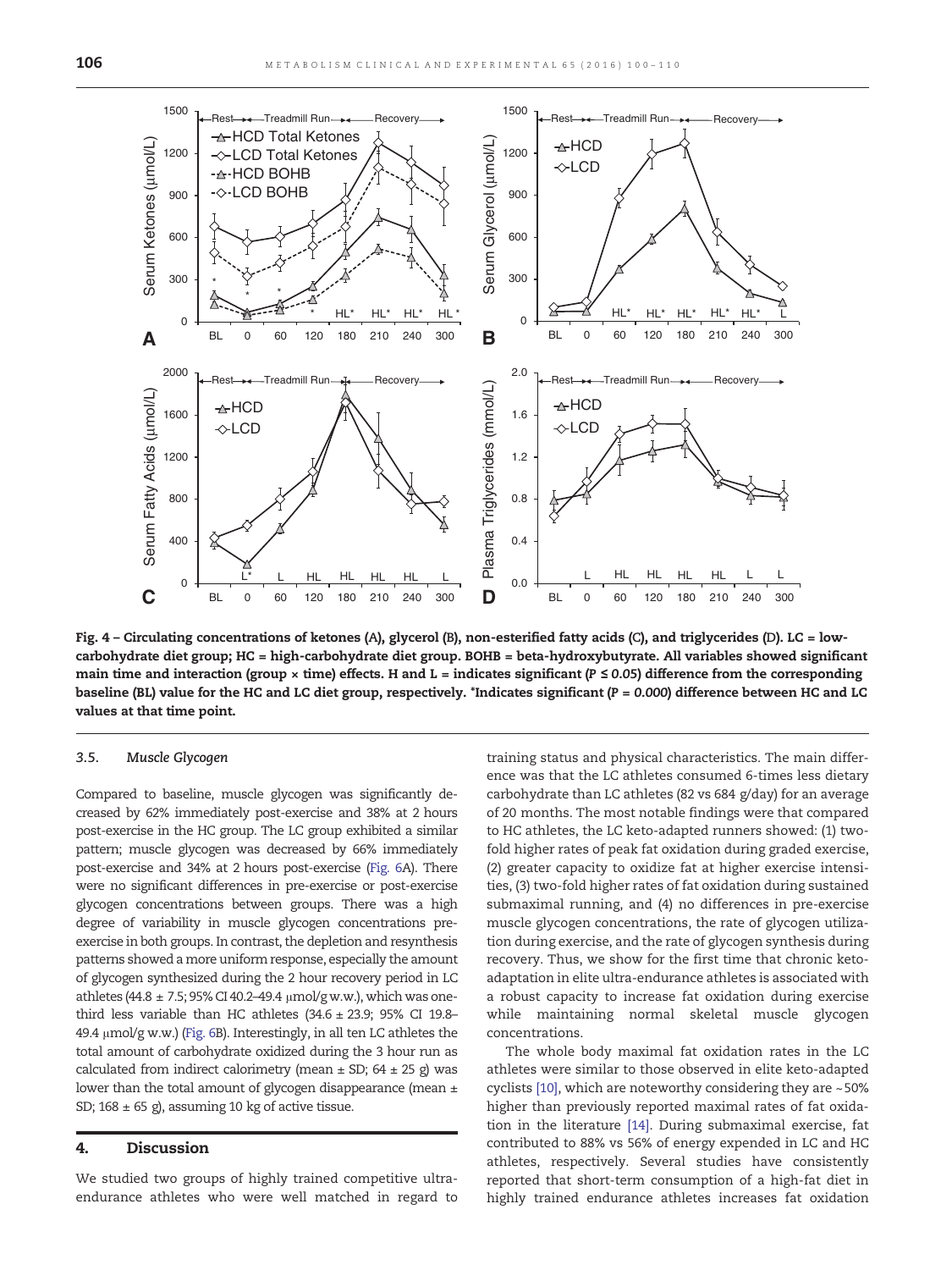**Fig. 4 – Circulating concentrations of ketones (A), glycerol (B), non-esterified fatty acids (C), and triglycerides (D). LC = low-carbohydrate diet group; HC = high-carbohydrate diet group. BOHB = beta-hydroxybutyrate. All variables showed significant main time and interaction (group × time) effects. H and L = indicates significant (P ≤ 0.05) difference from the corresponding baseline (BL) value for the HC and LC diet group, respectively. *Indicates significant (P = 0.000) difference between HC and LC values at that time point.**

### 3.5. *Muscle Glycogen*

Compared to baseline, muscle glycogen was significantly decreased by 62% immediately post-exercise and 38% at 2 hours post-exercise in the HC group. The LC group exhibited a similar pattern; muscle glycogen was decreased by 66% immediately post-exercise and 34% at 2 hours post-exercise (Fig. 6A). There were no significant differences in pre-exercise or post-exercise glycogen concentrations between groups. There was a high degree of variability in muscle glycogen concentrations pre-exercise in both groups. In contrast, the depletion and resynthesis patterns showed a more uniform response, especially the amount of glycogen synthesized during the 2 hour recovery period in LC athletes (44.8 ± 7.5; 95% CI 40.2–49.4 μmol/g w.w.), which was one-third less variable than HC athletes (34.6 ± 23.9; 95% CI 19.8–49.4 μmol/g w.w.) (Fig. 6B). Interestingly, in all ten LC athletes the total amount of carbohydrate oxidized during the 3 hour run as calculated from indirect calorimetry (mean ± SD; 64 ± 25 g) was lower than the total amount of glycogen disappearance (mean ± SD; 168 ± 65 g), assuming 10 kg of active tissue.

## 4. Discussion

We studied two groups of highly trained competitive ultra-endurance athletes who were well matched in regard to training status and physical characteristics. The main difference was that the LC athletes consumed 6-times less dietary carbohydrate than LC athletes (82 vs 684 g/day) for an average of 20 months. The most notable findings were that compared to HC athletes, the LC keto-adapted runners showed: (1) two-fold higher rates of peak fat oxidation during graded exercise, (2) greater capacity to oxidize fat at higher exercise intensities, (3) two-fold higher rates of fat oxidation during sustained submaximal running, and (4) no differences in pre-exercise muscle glycogen concentrations, the rate of glycogen utilization during exercise, and the rate of glycogen synthesis during recovery. Thus, we show for the first time that chronic keto-adaptation in elite ultra-endurance athletes is associated with a robust capacity to increase fat oxidation during exercise while maintaining normal skeletal muscle glycogen concentrations.

The whole body maximal fat oxidation rates in the LC athletes were similar to those observed in elite keto-adapted cyclists [10], which are noteworthy considering they are ~50% higher than previously reported maximal rates of fat oxidation in the literature [14]. During submaximal exercise, fat contributed to 88% vs 56% of energy expended in LC and HC athletes, respectively. Several studies have consistently reported that short-term consumption of a high-fat diet in highly trained endurance athletes increases fat oxidation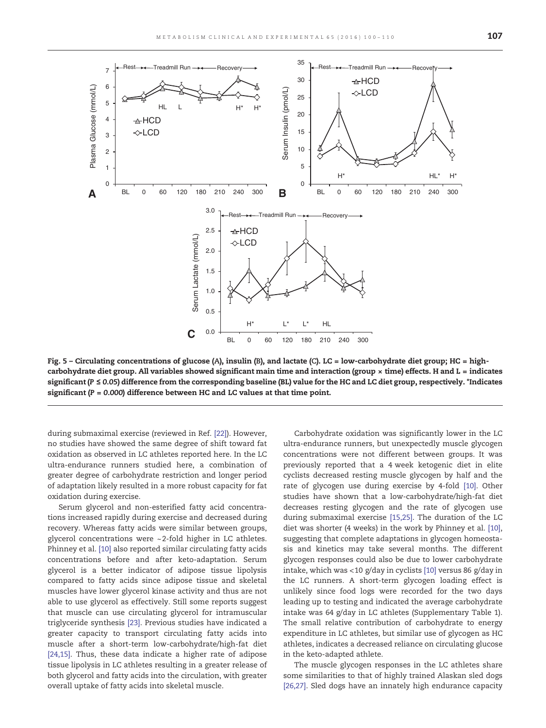Fig. 5 – Circulating concentrations of glucose (A), insulin (B), and lactate (C). LC = low-carbohydrate diet group; HC = high-carbohydrate diet group. All variables showed significant main time and interaction (group × time) effects. H and L = indicates significant ($P \leq 0.05$) difference from the corresponding baseline (BL) value for the HC and LC diet group, respectively. *Indicates significant ($P = 0.000$) difference between HC and LC values at that time point.

during submaximal exercise (reviewed in Ref. [22]). However, no studies have showed the same degree of shift toward fat oxidation as observed in LC athletes reported here. In the LC ultra-endurance runners studied here, a combination of greater degree of carbohydrate restriction and longer period of adaptation likely resulted in a more robust capacity for fat oxidation during exercise.

Serum glycerol and non-esterified fatty acid concentrations increased rapidly during exercise and decreased during recovery. Whereas fatty acids were similar between groups, glycerol concentrations were ~2-fold higher in LC athletes. Phinney et al. [10] also reported similar circulating fatty acids concentrations before and after keto-adaptation. Serum glycerol is a better indicator of adipose tissue lipolysis compared to fatty acids since adipose tissue and skeletal muscles have lower glycerol kinase activity and thus are not able to use glycerol as effectively. Still some reports suggest that muscle can use circulating glycerol for intramuscular triglyceride synthesis [23]. Previous studies have indicated a greater capacity to transport circulating fatty acids into muscle after a short-term low-carbohydrate/high-fat diet [24,15]. Thus, these data indicate a higher rate of adipose tissue lipolysis in LC athletes resulting in a greater release of both glycerol and fatty acids into the circulation, with greater overall uptake of fatty acids into skeletal muscle.

Carbohydrate oxidation was significantly lower in the LC ultra-endurance runners, but unexpectedly muscle glycogen concentrations were not different between groups. It was previously reported that a 4 week ketogenic diet in elite cyclists decreased resting muscle glycogen by half and the rate of glycogen use during exercise by 4-fold [10]. Other studies have shown that a low-carbohydrate/high-fat diet decreases resting glycogen and the rate of glycogen use during submaximal exercise [15,25]. The duration of the LC diet was shorter (4 weeks) in the work by Phinney et al. [10], suggesting that complete adaptations in glycogen homeostasis and kinetics may take several months. The different glycogen responses could also be due to lower carbohydrate intake, which was <10 g/day in cyclists [10] versus 86 g/day in the LC runners. A short-term glycogen loading effect is unlikely since food logs were recorded for the two days leading up to testing and indicated the average carbohydrate intake was 64 g/day in LC athletes (Supplementary Table 1). The small relative contribution of carbohydrate to energy expenditure in LC athletes, but similar use of glycogen as HC athletes, indicates a decreased reliance on circulating glucose in the keto-adapted athlete.

The muscle glycogen responses in the LC athletes share some similarities to that of highly trained Alaskan sled dogs [26,27]. Sled dogs have an innately high endurance capacity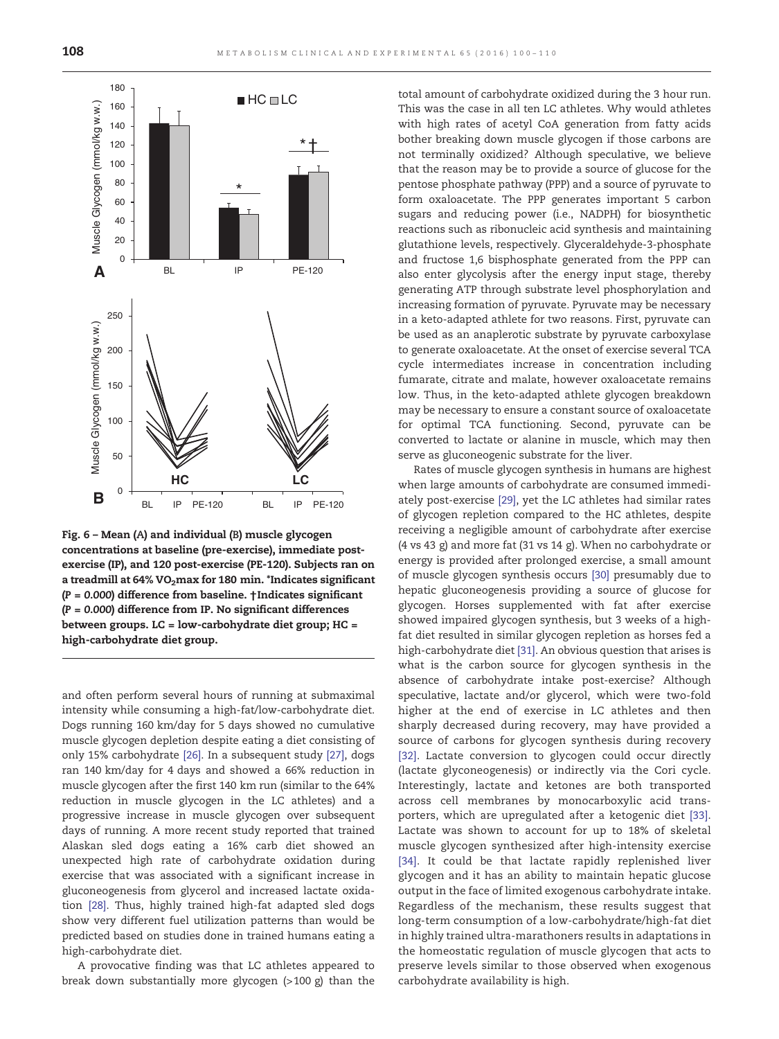Fig. 6 – Mean (A) and individual (B) muscle glycogen concentrations at baseline (pre-exercise), immediate post-exercise (IP), and 120 post-exercise (PE-120). Subjects ran on a treadmill at 64% $VO_2$max for 180 min. *Indicates significant ($P = 0.000$) difference from baseline. †Indicates significant ($P = 0.000$) difference from IP. No significant differences between groups. LC = low-carbohydrate diet group; HC = high-carbohydrate diet group.

and often perform several hours of running at submaximal intensity while consuming a high-fat/low-carbohydrate diet. Dogs running 160 km/day for 5 days showed no cumulative muscle glycogen depletion despite eating a diet consisting of only 15% carbohydrate [26]. In a subsequent study [27], dogs ran 140 km/day for 4 days and showed a 66% reduction in muscle glycogen after the first 140 km run (similar to the 64% reduction in muscle glycogen in the LC athletes) and a progressive increase in muscle glycogen over subsequent days of running. A more recent study reported that trained Alaskan sled dogs eating a 16% carb diet showed an unexpected high rate of carbohydrate oxidation during exercise that was associated with a significant increase in gluconeogenesis from glycerol and increased lactate oxidation [28]. Thus, highly trained high-fat adapted sled dogs show very different fuel utilization patterns than would be predicted based on studies done in trained humans eating a high-carbohydrate diet.

A provocative finding was that LC athletes appeared to break down substantially more glycogen (>100 g) than the total amount of carbohydrate oxidized during the 3 hour run. This was the case in all ten LC athletes. Why would athletes with high rates of acetyl CoA generation from fatty acids bother breaking down muscle glycogen if those carbons are not terminally oxidized? Although speculative, we believe that the reason may be to provide a source of glucose for the pentose phosphate pathway (PPP) and a source of pyruvate to form oxaloacetate. The PPP generates important 5 carbon sugars and reducing power (i.e., NADPH) for biosynthetic reactions such as ribonucleic acid synthesis and maintaining glutathione levels, respectively. Glyceraldehyde-3-phosphate and fructose 1,6 bisphosphate generated from the PPP can also enter glycolysis after the energy input stage, thereby generating ATP through substrate level phosphorylation and increasing formation of pyruvate. Pyruvate may be necessary in a keto-adapted athlete for two reasons. First, pyruvate can be used as an anaplerotic substrate by pyruvate carboxylase to generate oxaloacetate. At the onset of exercise several TCA cycle intermediates increase in concentration including fumarate, citrate and malate, however oxaloacetate remains low. Thus, in the keto-adapted athlete glycogen breakdown may be necessary to ensure a constant source of oxaloacetate for optimal TCA functioning. Second, pyruvate can be converted to lactate or alanine in muscle, which may then serve as gluconeogenic substrate for the liver.

Rates of muscle glycogen synthesis in humans are highest when large amounts of carbohydrate are consumed immediately post-exercise [29], yet the LC athletes had similar rates of glycogen repletion compared to the HC athletes, despite receiving a negligible amount of carbohydrate after exercise (4 vs 43 g) and more fat (31 vs 14 g). When no carbohydrate or energy is provided after prolonged exercise, a small amount of muscle glycogen synthesis occurs [30] presumably due to hepatic gluconeogenesis providing a source of glucose for glycogen. Horses supplemented with fat after exercise showed impaired glycogen synthesis, but 3 weeks of a high-fat diet resulted in similar glycogen repletion as horses fed a high-carbohydrate diet [31]. An obvious question that arises is what is the carbon source for glycogen synthesis in the absence of carbohydrate intake post-exercise? Although speculative, lactate and/or glycerol, which were two-fold higher at the end of exercise in LC athletes and then sharply decreased during recovery, may have provided a source of carbons for glycogen synthesis during recovery [32]. Lactate conversion to glycogen could occur directly (lactate glyconeogenesis) or indirectly via the Cori cycle. Interestingly, lactate and ketones are both transported across cell membranes by monocarboxylic acid transporters, which are upregulated after a ketogenic diet [33]. Lactate was shown to account for up to 18% of skeletal muscle glycogen synthesized after high-intensity exercise [34]. It could be that lactate rapidly replenished liver glycogen and it has an ability to maintain hepatic glucose output in the face of limited exogenous carbohydrate intake. Regardless of the mechanism, these results suggest that long-term consumption of a low-carbohydrate/high-fat diet in highly trained ultra-marathoners results in adaptations in the homeostatic regulation of muscle glycogen that acts to preserve levels similar to those observed when exogenous carbohydrate availability is high.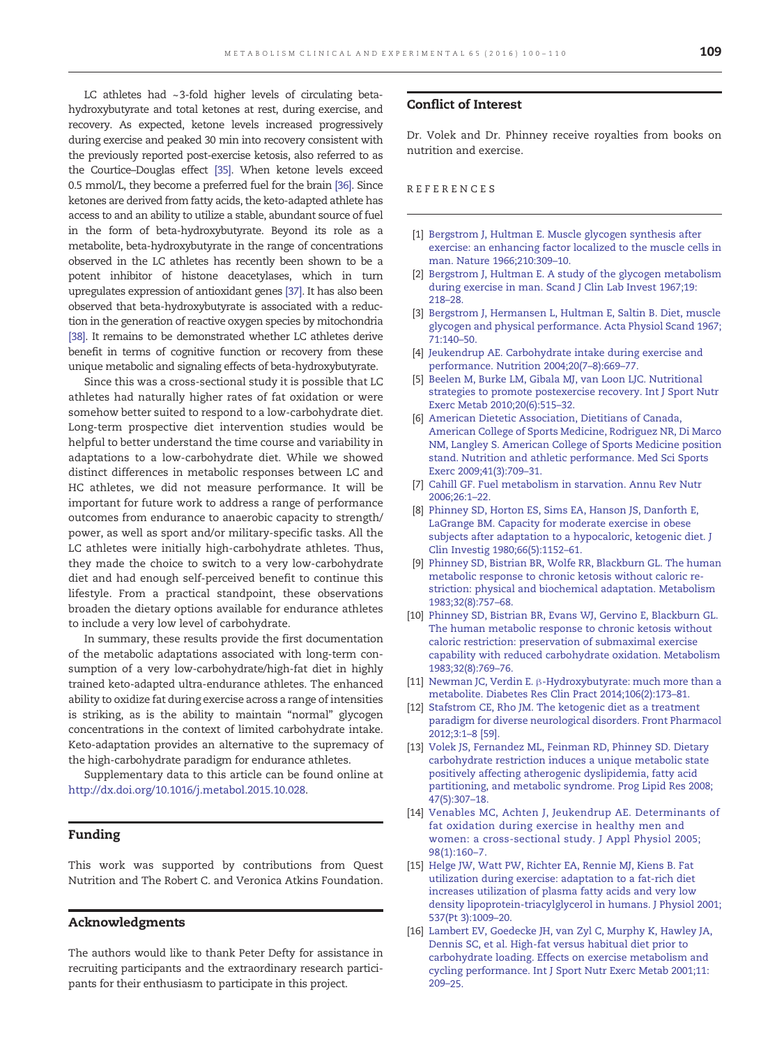LC athletes had ~3-fold higher levels of circulating beta-hydroxybutyrate and total ketones at rest, during exercise, and recovery. As expected, ketone levels increased progressively during exercise and peaked 30 min into recovery consistent with the previously reported post-exercise ketosis, also referred to as the Courtice–Douglas effect [35]. When ketone levels exceed 0.5 mmol/L, they become a preferred fuel for the brain [36]. Since ketones are derived from fatty acids, the keto-adapted athlete has access to and an ability to utilize a stable, abundant source of fuel in the form of beta-hydroxybutyrate. Beyond its role as a metabolite, beta-hydroxybutyrate in the range of concentrations observed in the LC athletes has recently been shown to be a potent inhibitor of histone deacetylases, which in turn upregulates expression of antioxidant genes [37]. It has also been observed that beta-hydroxybutyrate is associated with a reduction in the generation of reactive oxygen species by mitochondria [38]. It remains to be demonstrated whether LC athletes derive benefit in terms of cognitive function or recovery from these unique metabolic and signaling effects of beta-hydroxybutyrate.

Since this was a cross-sectional study it is possible that LC athletes had naturally higher rates of fat oxidation or were somehow better suited to respond to a low-carbohydrate diet. Long-term prospective diet intervention studies would be helpful to better understand the time course and variability in adaptations to a low-carbohydrate diet. While we showed distinct differences in metabolic responses between LC and HC athletes, we did not measure performance. It will be important for future work to address a range of performance outcomes from endurance to anaerobic capacity to strength/power, as well as sport and/or military-specific tasks. All the LC athletes were initially high-carbohydrate athletes. Thus, they made the choice to switch to a very low-carbohydrate diet and had enough self-perceived benefit to continue this lifestyle. From a practical standpoint, these observations broaden the dietary options available for endurance athletes to include a very low level of carbohydrate.

In summary, these results provide the first documentation of the metabolic adaptations associated with long-term consumption of a very low-carbohydrate/high-fat diet in highly trained keto-adapted ultra-endurance athletes. The enhanced ability to oxidize fat during exercise across a range of intensities is striking, as is the ability to maintain "normal" glycogen concentrations in the context of limited carbohydrate intake. Keto-adaptation provides an alternative to the supremacy of the high-carbohydrate paradigm for endurance athletes.

Supplementary data to this article can be found online at http://dx.doi.org/10.1016/j.metabol.2015.10.028.

## Funding

This work was supported by contributions from Quest Nutrition and The Robert C. and Veronica Atkins Foundation.

## Acknowledgments

The authors would like to thank Peter Defty for assistance in recruiting participants and the extraordinary research participants for their enthusiasm to participate in this project.

## Conflict of Interest

Dr. Volek and Dr. Phinney receive royalties from books on nutrition and exercise.

## REFERENCES

[1] Bergstrom J, Hultman E. Muscle glycogen synthesis after exercise: an enhancing factor localized to the muscle cells in man. Nature 1966;210:309–10.

[2] Bergstrom J, Hultman E. A study of the glycogen metabolism during exercise in man. Scand J Clin Lab Invest 1967;19:218–28.

[3] Bergstrom J, Hermansen L, Hultman E, Saltin B. Diet, muscle glycogen and physical performance. Acta Physiol Scand 1967;71:140–50.

[4] Jeukendrup AE. Carbohydrate intake during exercise and performance. Nutrition 2004;20(7–8):669–77.

[5] Beelen M, Burke LM, Gibala MJ, van Loon LJC. Nutritional strategies to promote postexercise recovery. Int J Sport Nutr Exerc Metab 2010;20(6):515–32.

[6] American Dietetic Association, Dietitians of Canada, American College of Sports Medicine, Rodriguez NR, Di Marco NM, Langley S. American College of Sports Medicine position stand. Nutrition and athletic performance. Med Sci Sports Exerc 2009;41(3):709–31.

[7] Cahill GF. Fuel metabolism in starvation. Annu Rev Nutr 2006;26:1–22.

[8] Phinney SD, Horton ES, Sims EA, Hanson JS, Danforth E, LaGrange BM. Capacity for moderate exercise in obese subjects after adaptation to a hypocaloric, ketogenic diet. J Clin Investig 1980;66(5):1152–61.

[9] Phinney SD, Bistrian BR, Wolfe RR, Blackburn GL. The human metabolic response to chronic ketosis without caloric restriction: physical and biochemical adaptation. Metabolism 1983;32(8):757–68.

[10] Phinney SD, Bistrian BR, Evans WJ, Gervino E, Blackburn GL. The human metabolic response to chronic ketosis without caloric restriction: preservation of submaximal exercise capability with reduced carbohydrate oxidation. Metabolism 1983;32(8):769–76.

[11] Newman JC, Verdin E. β-Hydroxybutyrate: much more than a metabolite. Diabetes Res Clin Pract 2014;106(2):173–81.

[12] Stafstrom CE, Rho JM. The ketogenic diet as a treatment paradigm for diverse neurological disorders. Front Pharmacol 2012;3:1–8 [59].

[13] Volek JS, Fernandez ML, Feinman RD, Phinney SD. Dietary carbohydrate restriction induces a unique metabolic state positively affecting atherogenic dyslipidemia, fatty acid partitioning, and metabolic syndrome. Prog Lipid Res 2008;47(5):307–18.

[14] Venables MC, Achten J, Jeukendrup AE. Determinants of fat oxidation during exercise in healthy men and women: a cross-sectional study. J Appl Physiol 2005;98(1):160–7.

[15] Helge JW, Watt PW, Richter EA, Rennie MJ, Kiens B. Fat utilization during exercise: adaptation to a fat-rich diet increases utilization of plasma fatty acids and very low density lipoprotein-triacylglycerol in humans. J Physiol 2001;537(Pt 3):1009–20.

[16] Lambert EV, Goedecke JH, van Zyl C, Murphy K, Hawley JA, Dennis SC, et al. High-fat versus habitual diet prior to carbohydrate loading. Effects on exercise metabolism and cycling performance. Int J Sport Nutr Exerc Metab 2001;11:209–25.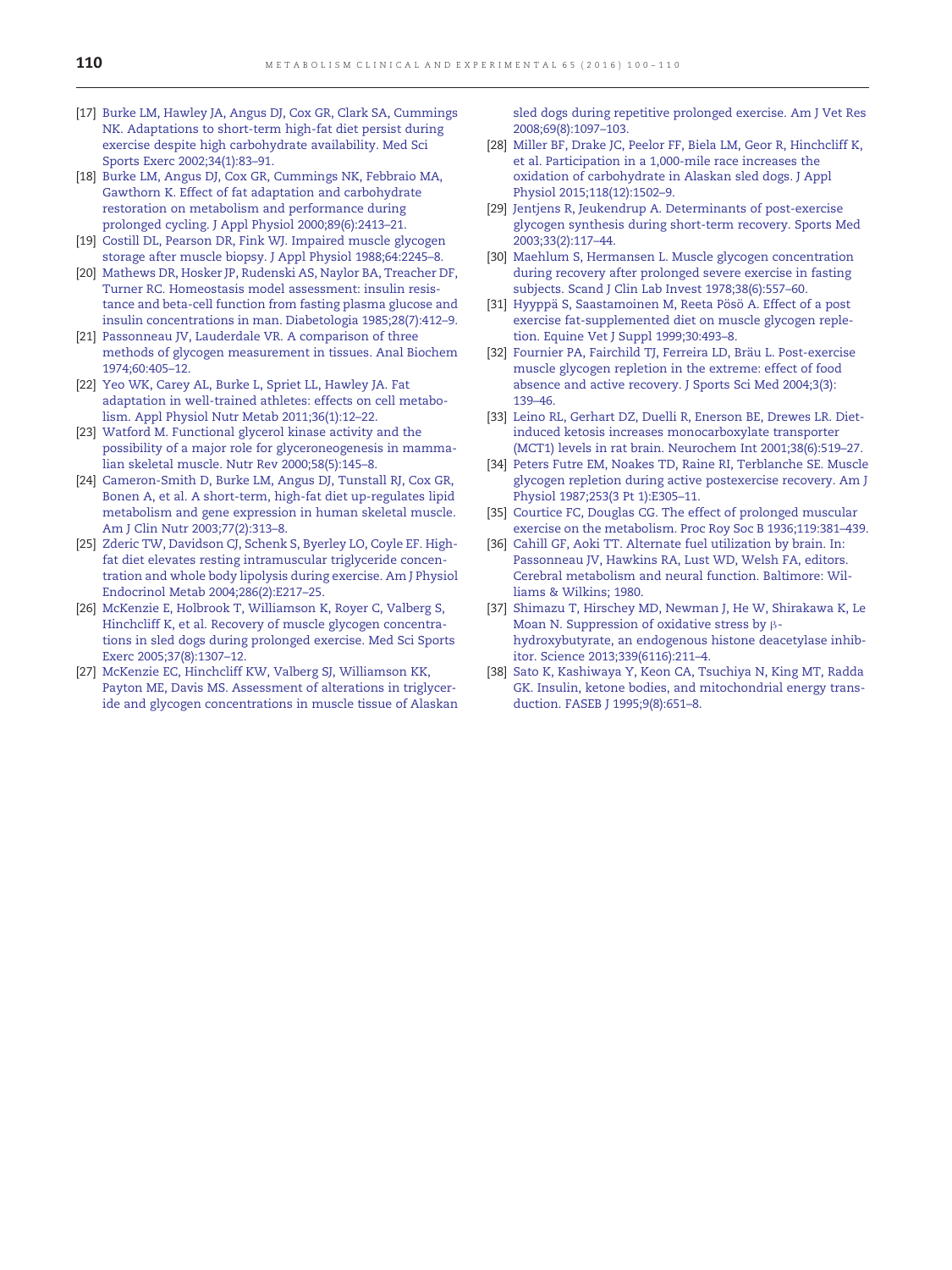[17] Burke LM, Hawley JA, Angus DJ, Cox GR, Clark SA, Cummings NK. Adaptations to short-term high-fat diet persist during exercise despite high carbohydrate availability. Med Sci Sports Exerc 2002;34(1):83–91.

[18] Burke LM, Angus DJ, Cox GR, Cummings NK, Febbraio MA, Gawthorn K. Effect of fat adaptation and carbohydrate restoration on metabolism and performance during prolonged cycling. J Appl Physiol 2000;89(6):2413–21.

[19] Costill DL, Pearson DR, Fink WJ. Impaired muscle glycogen storage after muscle biopsy. J Appl Physiol 1988;64:2245–8.

[20] Mathews DR, Hosker JP, Rudenski AS, Naylor BA, Treacher DF, Turner RC. Homeostasis model assessment: insulin resistance and beta-cell function from fasting plasma glucose and insulin concentrations in man. Diabetologia 1985;28(7):412–9.

[21] Passonneau JV, Lauderdale VR. A comparison of three methods of glycogen measurement in tissues. Anal Biochem 1974;60:405–12.

[22] Yeo WK, Carey AL, Burke L, Spriet LL, Hawley JA. Fat adaptation in well-trained athletes: effects on cell metabolism. Appl Physiol Nutr Metab 2011;36(1):12–22.

[23] Watford M. Functional glycerol kinase activity and the possibility of a major role for glyceroneogenesis in mammalian skeletal muscle. Nutr Rev 2000;58(5):145–8.

[24] Cameron-Smith D, Burke LM, Angus DJ, Tunstall RJ, Cox GR, Bonen A, et al. A short-term, high-fat diet up-regulates lipid metabolism and gene expression in human skeletal muscle. Am J Clin Nutr 2003;77(2):313–8.

[25] Zderic TW, Davidson CJ, Schenk S, Byerley LO, Coyle EF. High-fat diet elevates resting intramuscular triglyceride concentration and whole body lipolysis during exercise. Am J Physiol Endocrinol Metab 2004;286(2):E217–25.

[26] McKenzie E, Holbrook T, Williamson K, Royer C, Valberg S, Hinchcliff K, et al. Recovery of muscle glycogen concentrations in sled dogs during prolonged exercise. Med Sci Sports Exerc 2005;37(8):1307–12.

[27] McKenzie EC, Hinchcliff KW, Valberg SJ, Williamson KK, Payton ME, Davis MS. Assessment of alterations in triglyceride and glycogen concentrations in muscle tissue of Alaskan sled dogs during repetitive prolonged exercise. Am J Vet Res 2008;69(8):1097–103.

[28] Miller BF, Drake JC, Peelor FF, Biela LM, Geor R, Hinchcliff K, et al. Participation in a 1,000-mile race increases the oxidation of carbohydrate in Alaskan sled dogs. J Appl Physiol 2015;118(12):1502–9.

[29] Jentjens R, Jeukendrup A. Determinants of post-exercise glycogen synthesis during short-term recovery. Sports Med 2003;33(2):117–44.

[30] Maehlum S, Hermansen L. Muscle glycogen concentration during recovery after prolonged severe exercise in fasting subjects. Scand J Clin Lab Invest 1978;38(6):557–60.

[31] Hyyppä S, Saastamoinen M, Reeta Pösö A. Effect of a post exercise fat-supplemented diet on muscle glycogen repletion. Equine Vet J Suppl 1999;30:493–8.

[32] Fournier PA, Fairchild TJ, Ferreira LD, Bräu L. Post-exercise muscle glycogen repletion in the extreme: effect of food absence and active recovery. J Sports Sci Med 2004;3(3):139–46.

[33] Leino RL, Gerhart DZ, Duelli R, Enerson BE, Drewes LR. Diet-induced ketosis increases monocarboxylate transporter (MCT1) levels in rat brain. Neurochem Int 2001;38(6):519–27.

[34] Peters Futre EM, Noakes TD, Raine RI, Terblanche SE. Muscle glycogen repletion during active postexercise recovery. Am J Physiol 1987;253(3 Pt 1):E305–11.

[35] Courtice FC, Douglas CG. The effect of prolonged muscular exercise on the metabolism. Proc Roy Soc B 1936;119:381–439.

[36] Cahill GF, Aoki TT. Alternate fuel utilization by brain. In: Passonneau JV, Hawkins RA, Lust WD, Welsh FA, editors. Cerebral metabolism and neural function. Baltimore: Williams & Wilkins; 1980.

[37] Shimazu T, Hirschey MD, Newman J, He W, Shirakawa K, Le Moan N. Suppression of oxidative stress by β-hydroxybutyrate, an endogenous histone deacetylase inhibitor. Science 2013;339(6116):211–4.

[38] Sato K, Kashiwaya Y, Keon CA, Tsuchiya N, King MT, Radda GK. Insulin, ketone bodies, and mitochondrial energy transduction. FASEB J 1995;9(8):651–8.